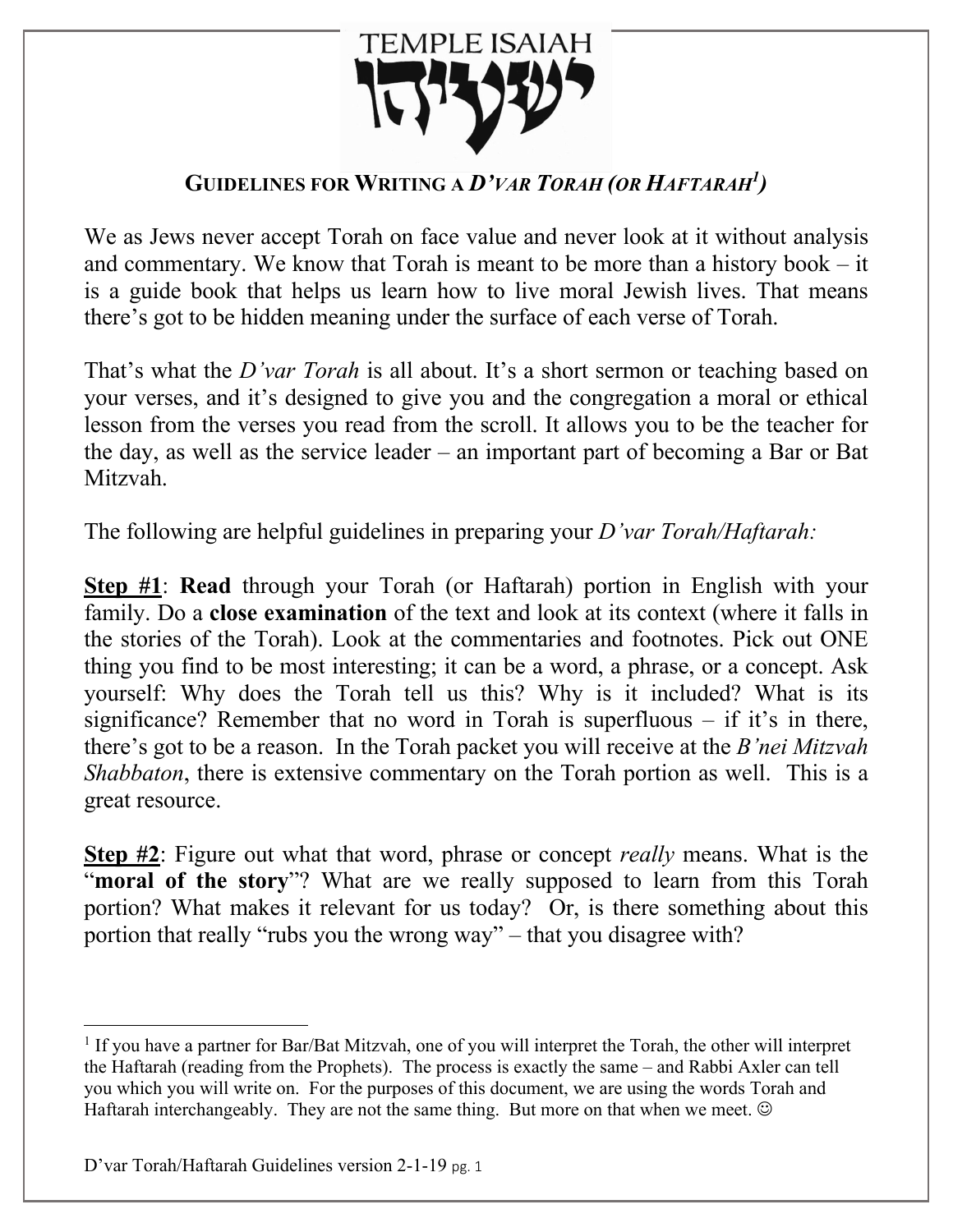TEMPLE ISAIAH

ישעיהו

## GUIDELINES FOR WRITING A *D'VAR TORAH (OR HAFTARAH[1])*

We as Jews never accept Torah on face value and never look at it without analysis and commentary. We know that Torah is meant to be more than a history book – it is a guide book that helps us learn how to live moral Jewish lives. That means there's got to be hidden meaning under the surface of each verse of Torah.

That's what the *D'var Torah* is all about. It's a short sermon or teaching based on your verses, and it's designed to give you and the congregation a moral or ethical lesson from the verses you read from the scroll. It allows you to be the teacher for the day, as well as the service leader – an important part of becoming a Bar or Bat Mitzvah.

The following are helpful guidelines in preparing your *D'var Torah/Haftarah:*

**Step #1**: **Read** through your Torah (or Haftarah) portion in English with your family. Do a **close examination** of the text and look at its context (where it falls in the stories of the Torah). Look at the commentaries and footnotes. Pick out ONE thing you find to be most interesting; it can be a word, a phrase, or a concept. Ask yourself: Why does the Torah tell us this? Why is it included? What is its significance? Remember that no word in Torah is superfluous – if it's in there, there's got to be a reason. In the Torah packet you will receive at the *B'nei Mitzvah Shabbaton*, there is extensive commentary on the Torah portion as well. This is a great resource.

**Step #2**: Figure out what that word, phrase or concept *really* means. What is the "**moral of the story**"? What are we really supposed to learn from this Torah portion? What makes it relevant for us today? Or, is there something about this portion that really "rubs you the wrong way" – that you disagree with?

---

[1] If you have a partner for Bar/Bat Mitzvah, one of you will interpret the Torah, the other will interpret the Haftarah (reading from the Prophets). The process is exactly the same – and Rabbi Axler can tell you which you will write on. For the purposes of this document, we are using the words Torah and Haftarah interchangeably. They are not the same thing. But more on that when we meet. ☺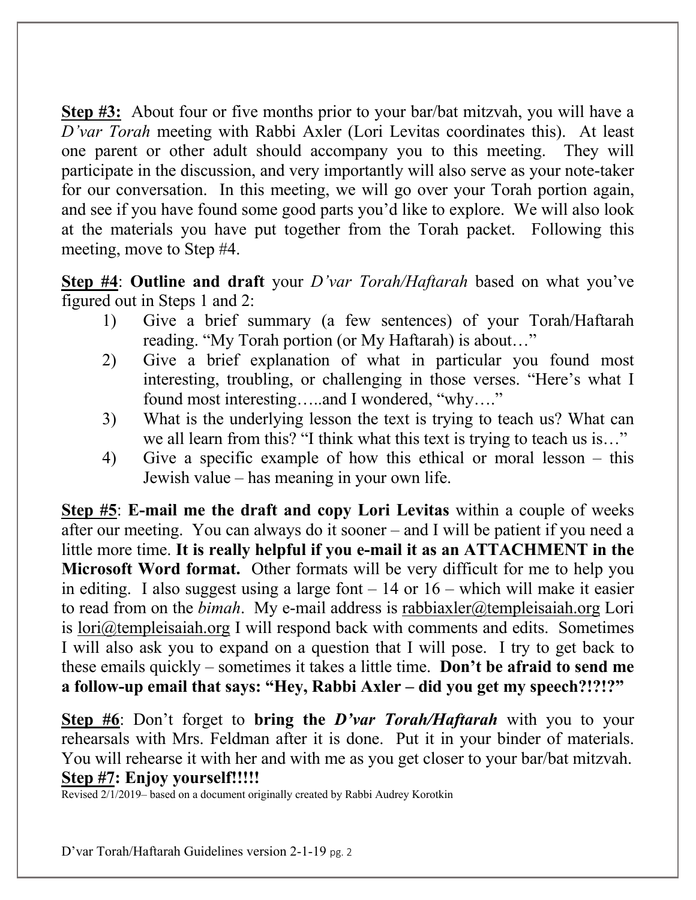**<u>Step #3:</u>** About four or five months prior to your bar/bat mitzvah, you will have a *D'var Torah* meeting with Rabbi Axler (Lori Levitas coordinates this). At least one parent or other adult should accompany you to this meeting. They will participate in the discussion, and very importantly will also serve as your note-taker for our conversation. In this meeting, we will go over your Torah portion again, and see if you have found some good parts you'd like to explore. We will also look at the materials you have put together from the Torah packet. Following this meeting, move to Step #4.

**<u>Step #4</u>**: **Outline and draft** your *D'var Torah/Haftarah* based on what you've figured out in Steps 1 and 2:

1) Give a brief summary (a few sentences) of your Torah/Haftarah reading. "My Torah portion (or My Haftarah) is about…"
2) Give a brief explanation of what in particular you found most interesting, troubling, or challenging in those verses. "Here's what I found most interesting…..and I wondered, "why…."
3) What is the underlying lesson the text is trying to teach us? What can we all learn from this? "I think what this text is trying to teach us is…"
4) Give a specific example of how this ethical or moral lesson – this Jewish value – has meaning in your own life.

**<u>Step #5</u>**: **E-mail me the draft and copy Lori Levitas** within a couple of weeks after our meeting. You can always do it sooner – and I will be patient if you need a little more time. **It is really helpful if you e-mail it as an ATTACHMENT in the Microsoft Word format.** Other formats will be very difficult for me to help you in editing. I also suggest using a large font – 14 or 16 – which will make it easier to read from on the *bimah*. My e-mail address is <u>rabbiaxler@templeisaiah.org</u> Lori is <u>lori@templeisaiah.org</u> I will respond back with comments and edits. Sometimes I will also ask you to expand on a question that I will pose. I try to get back to these emails quickly – sometimes it takes a little time. **Don't be afraid to send me a follow-up email that says: "Hey, Rabbi Axler – did you get my speech?!?!?"**

**<u>Step #6</u>**: Don't forget to **bring the *D'var Torah/Haftarah*** with you to your rehearsals with Mrs. Feldman after it is done. Put it in your binder of materials. You will rehearse it with her and with me as you get closer to your bar/bat mitzvah.

**<u>Step #7</u>: Enjoy yourself!!!!!**

Revised 2/1/2019– based on a document originally created by Rabbi Audrey Korotkin